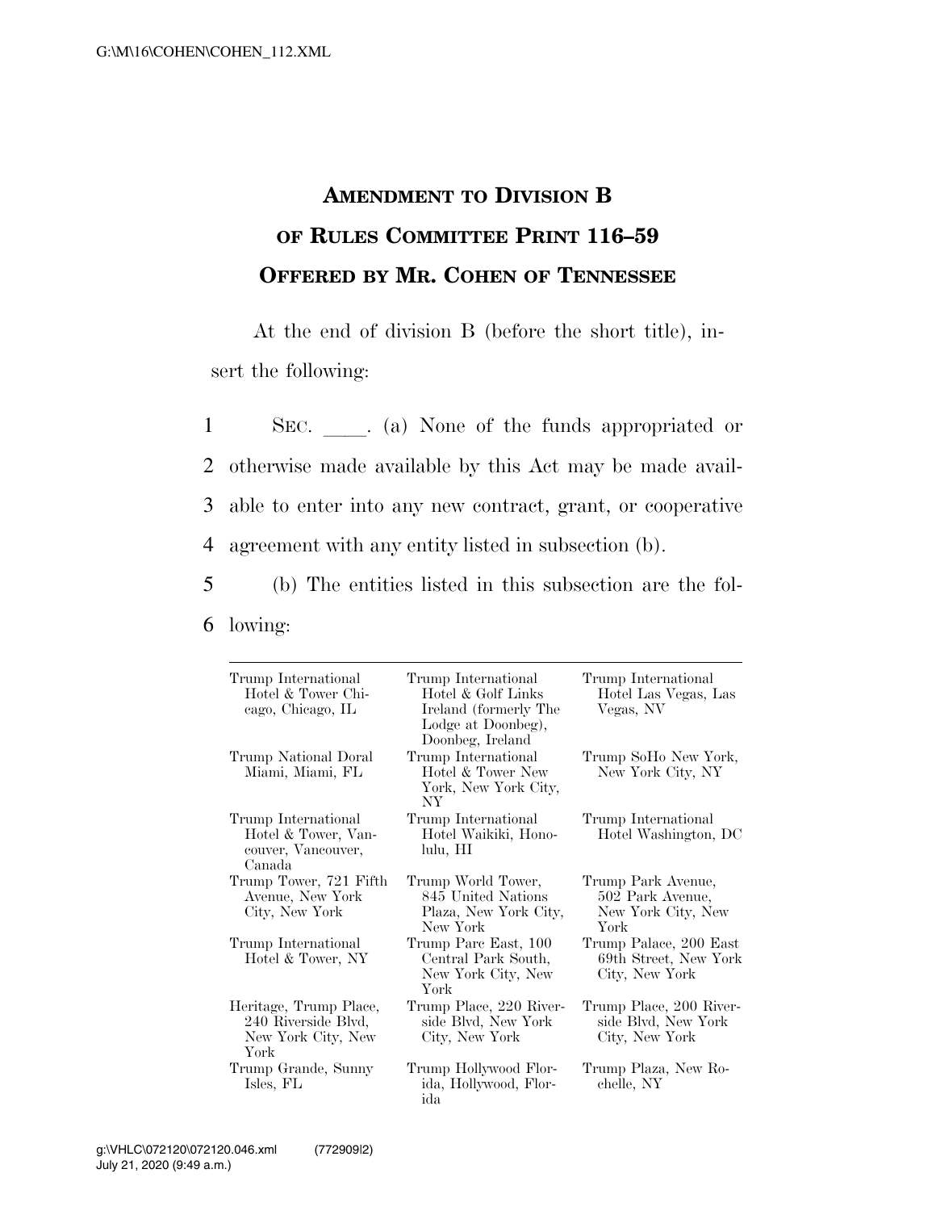# AMENDMENT TO DIVISION B OF RULES COMMITTEE PRINT 116–59 OFFERED BY MR. COHEN OF TENNESSEE

At the end of division B (before the short title), insert the following:

1 SEC. \_\_\_\_. (a) None of the funds appropriated or
2 otherwise made available by this Act may be made avail-
3 able to enter into any new contract, grant, or cooperative
4 agreement with any entity listed in subsection (b).
5 (b) The entities listed in this subsection are the fol-
6 lowing:

| | | |
|---|---|---|
| Trump International Hotel & Tower Chicago, Chicago, IL | Trump International Hotel & Golf Links Ireland (formerly The Lodge at Doonbeg), Doonbeg, Ireland | Trump International Hotel Las Vegas, Las Vegas, NV |
| Trump National Doral Miami, Miami, FL | Trump International Hotel & Tower New York, New York City, NY | Trump SoHo New York, New York City, NY |
| Trump International Hotel & Tower, Vancouver, Vancouver, Canada | Trump International Hotel Waikiki, Honolulu, HI | Trump International Hotel Washington, DC |
| Trump Tower, 721 Fifth Avenue, New York City, New York | Trump World Tower, 845 United Nations Plaza, New York City, New York | Trump Park Avenue, 502 Park Avenue, New York City, New York |
| Trump International Hotel & Tower, NY | Trump Parc East, 100 Central Park South, New York City, New York | Trump Palace, 200 East 69th Street, New York City, New York |
| Heritage, Trump Place, 240 Riverside Blvd, New York City, New York | Trump Place, 220 Riverside Blvd, New York City, New York | Trump Place, 200 Riverside Blvd, New York City, New York |
| Trump Grande, Sunny Isles, FL | Trump Hollywood Florida, Hollywood, Florida | Trump Plaza, New Rochelle, NY |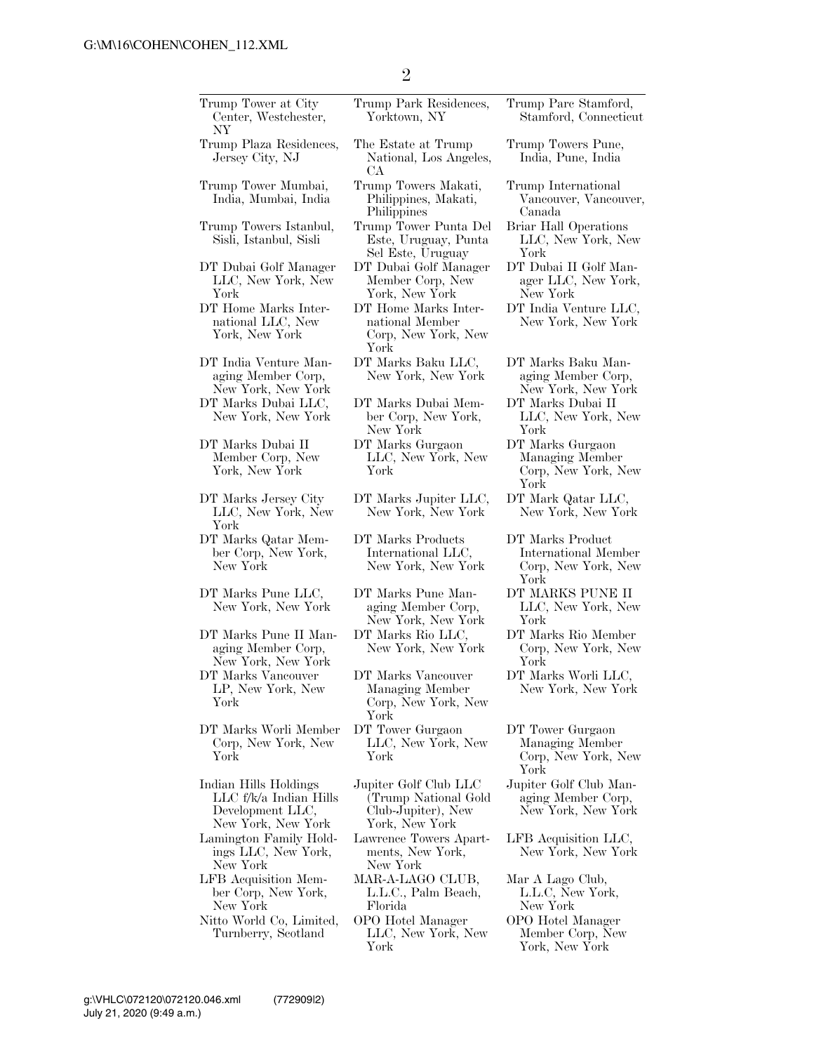| | | |
|---|---|---|
| Trump Tower at City Center, Westchester, NY | Trump Park Residences, Yorktown, NY | Trump Parc Stamford, Stamford, Connecticut |
| Trump Plaza Residences, Jersey City, NJ | The Estate at Trump National, Los Angeles, CA | Trump Towers Pune, India, Pune, India |
| Trump Tower Mumbai, India, Mumbai, India | Trump Towers Makati, Philippines, Makati, Philippines | Trump International Vancouver, Vancouver, Canada |
| Trump Towers Istanbul, Sisli, Istanbul, Sisli | Trump Tower Punta Del Este, Uruguay, Punta Sel Este, Uruguay | Briar Hall Operations LLC, New York, New York |
| DT Dubai Golf Manager LLC, New York, New York | DT Dubai Golf Manager Member Corp, New York, New York | DT Dubai II Golf Manager LLC, New York, New York |
| DT Home Marks International LLC, New York, New York | DT Home Marks International Member Corp, New York, New York | DT India Venture LLC, New York, New York |
| DT India Venture Managing Member Corp, New York, New York | DT Marks Baku LLC, New York, New York | DT Marks Baku Managing Member Corp, New York, New York |
| DT Marks Dubai LLC, New York, New York | DT Marks Dubai Member Corp, New York, New York | DT Marks Dubai II LLC, New York, New York |
| DT Marks Dubai II Member Corp, New York, New York | DT Marks Gurgaon LLC, New York, New York | DT Marks Gurgaon Managing Member Corp, New York, New York |
| DT Marks Jersey City LLC, New York, New York | DT Marks Jupiter LLC, New York, New York | DT Mark Qatar LLC, New York, New York |
| DT Marks Qatar Member Corp, New York, New York | DT Marks Products International LLC, New York, New York | DT Marks Product International Member Corp, New York, New York |
| DT Marks Pune LLC, New York, New York | DT Marks Pune Managing Member Corp, New York, New York | DT MARKS PUNE II LLC, New York, New York |
| DT Marks Pune II Managing Member Corp, New York, New York | DT Marks Rio LLC, New York, New York | DT Marks Rio Member Corp, New York, New York |
| DT Marks Vancouver LP, New York, New York | DT Marks Vancouver Managing Member Corp, New York, New York | DT Marks Worli LLC, New York, New York |
| DT Marks Worli Member Corp, New York, New York | DT Tower Gurgaon LLC, New York, New York | DT Tower Gurgaon Managing Member Corp, New York, New York |
| Indian Hills Holdings LLC f/k/a Indian Hills Development LLC, New York, New York | Jupiter Golf Club LLC (Trump National Gold Club-Jupiter), New York, New York | Jupiter Golf Club Managing Member Corp, New York, New York |
| Lamington Family Holdings LLC, New York, New York | Lawrence Towers Apartments, New York, New York | LFB Acquisition LLC, New York, New York |
| LFB Acquisition Member Corp, New York, New York | MAR-A-LAGO CLUB, L.L.C., Palm Beach, Florida | Mar A Lago Club, L.L.C, New York, New York |
| Nitto World Co, Limited, Turnberry, Scotland | OPO Hotel Manager LLC, New York, New York | OPO Hotel Manager Member Corp, New York, New York |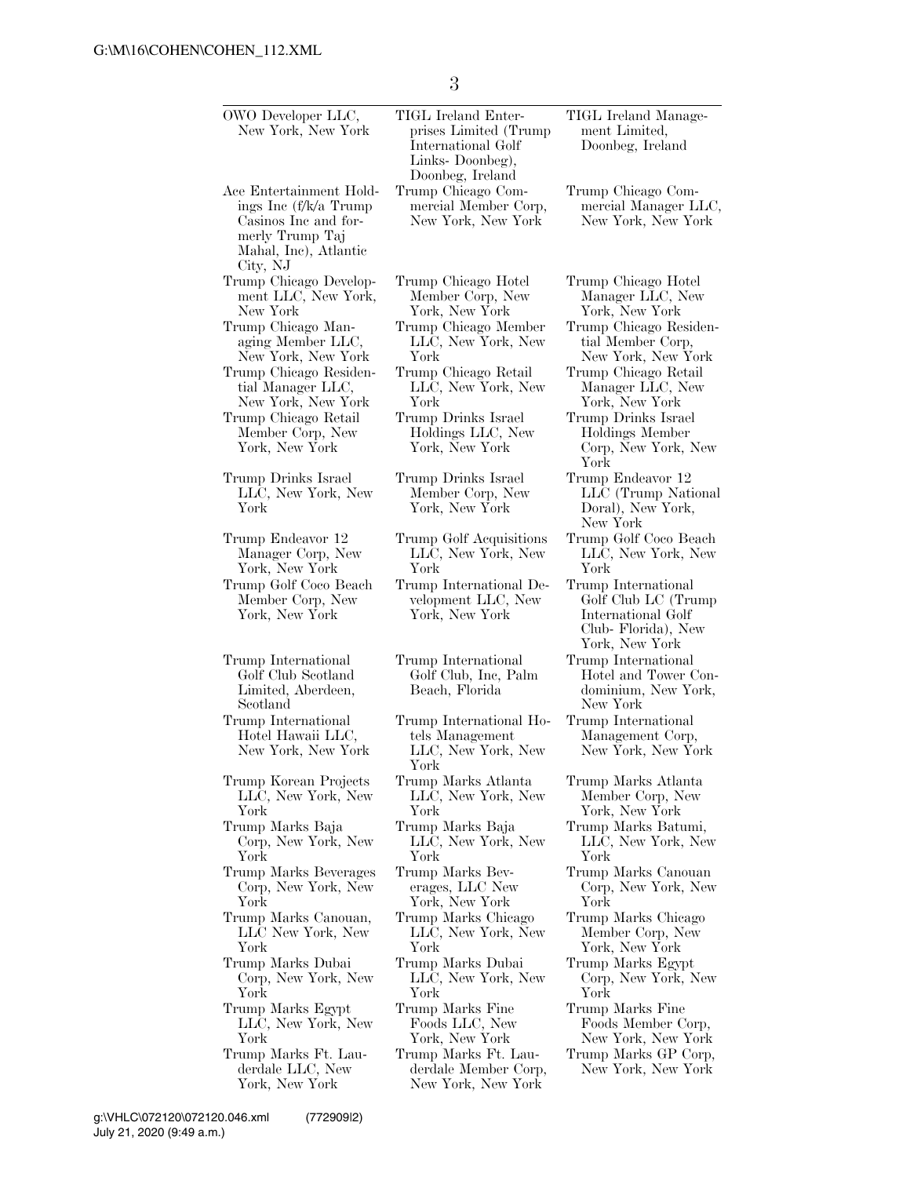| | | |
|---|---|---|
| OWO Developer LLC, New York, New York | TIGL Ireland Enterprises Limited (Trump International Golf Links- Doonbeg), Doonbeg, Ireland | TIGL Ireland Management Limited, Doonbeg, Ireland |
| Ace Entertainment Holdings Inc (f/k/a Trump Casinos Inc and formerly Trump Taj Mahal, Inc), Atlantic City, NJ | Trump Chicago Commercial Member Corp, New York, New York | Trump Chicago Commercial Manager LLC, New York, New York |
| Trump Chicago Development LLC, New York, New York | Trump Chicago Hotel Member Corp, New York, New York | Trump Chicago Hotel Manager LLC, New York, New York |
| Trump Chicago Managing Member LLC, New York, New York | Trump Chicago Member LLC, New York, New York | Trump Chicago Residential Member Corp, New York, New York |
| Trump Chicago Residential Manager LLC, New York, New York | Trump Chicago Retail LLC, New York, New York | Trump Chicago Retail Manager LLC, New York, New York |
| Trump Chicago Retail Member Corp, New York, New York | Trump Drinks Israel Holdings LLC, New York, New York | Trump Drinks Israel Holdings Member Corp, New York, New York |
| Trump Drinks Israel LLC, New York, New York | Trump Drinks Israel Member Corp, New York, New York | Trump Endeavor 12 LLC (Trump National Doral), New York, New York |
| Trump Endeavor 12 Manager Corp, New York, New York | Trump Golf Acquisitions LLC, New York, New York | Trump Golf Coco Beach LLC, New York, New York |
| Trump Golf Coco Beach Member Corp, New York, New York | Trump International Development LLC, New York, New York | Trump International Golf Club LC (Trump International Golf Club- Florida), New York, New York |
| Trump International Golf Club Scotland Limited, Aberdeen, Scotland | Trump International Golf Club, Inc, Palm Beach, Florida | Trump International Hotel and Tower Condominium, New York, New York |
| Trump International Hotel Hawaii LLC, New York, New York | Trump International Hotels Management LLC, New York, New York | Trump International Management Corp, New York, New York |
| Trump Korean Projects LLC, New York, New York | Trump Marks Atlanta LLC, New York, New York | Trump Marks Atlanta Member Corp, New York, New York |
| Trump Marks Baja Corp, New York, New York | Trump Marks Baja LLC, New York, New York | Trump Marks Batumi, LLC, New York, New York |
| Trump Marks Beverages Corp, New York, New York | Trump Marks Beverages, LLC New York, New York | Trump Marks Canouan Corp, New York, New York |
| Trump Marks Canouan, LLC New York, New York | Trump Marks Chicago LLC, New York, New York | Trump Marks Chicago Member Corp, New York, New York |
| Trump Marks Dubai Corp, New York, New York | Trump Marks Dubai LLC, New York, New York | Trump Marks Egypt Corp, New York, New York |
| Trump Marks Egypt LLC, New York, New York | Trump Marks Fine Foods LLC, New York, New York | Trump Marks Fine Foods Member Corp, New York, New York |
| Trump Marks Ft. Lauderdale LLC, New York, New York | Trump Marks Ft. Lauderdale Member Corp, New York, New York | Trump Marks GP Corp, New York, New York |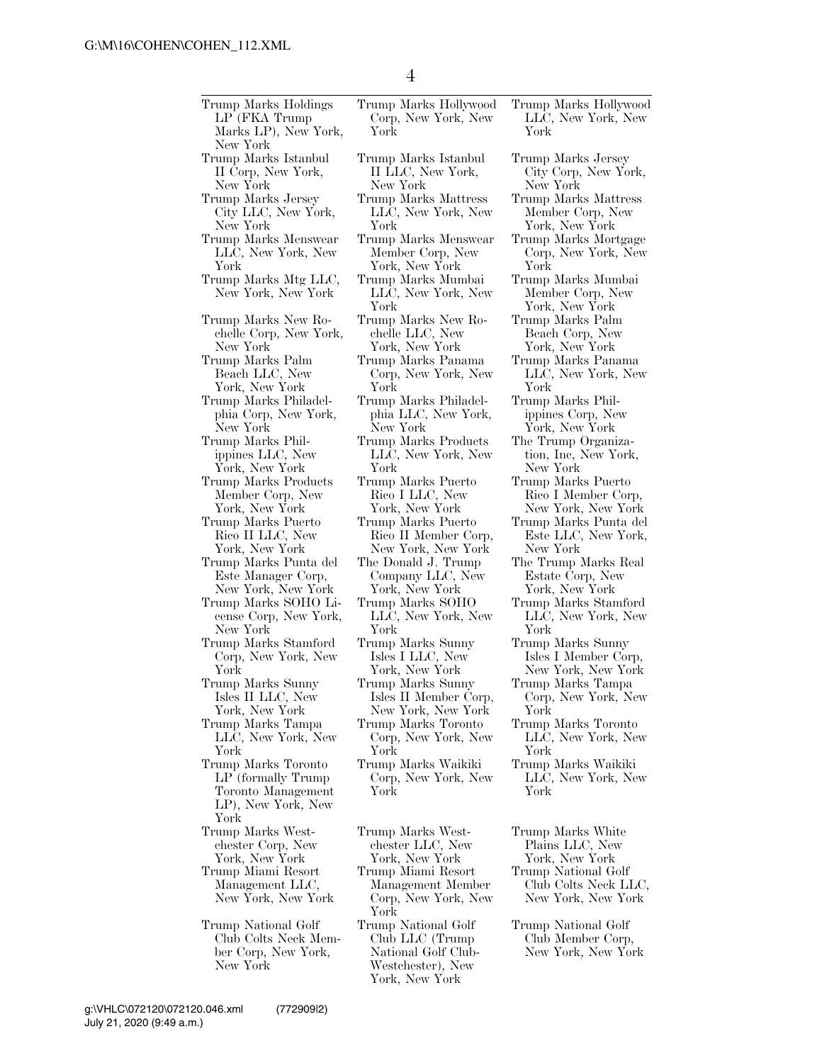Trump Marks Holdings LP (FKA Trump Marks LP), New York, New York

Trump Marks Hollywood Corp, New York, New York

Trump Marks Hollywood LLC, New York, New York

Trump Marks Istanbul II Corp, New York, New York

Trump Marks Istanbul II LLC, New York, New York

Trump Marks Jersey City Corp, New York, New York

Trump Marks Jersey City LLC, New York, New York

Trump Marks Mattress LLC, New York, New York

Trump Marks Mattress Member Corp, New York, New York

Trump Marks Menswear LLC, New York, New York

Trump Marks Menswear Member Corp, New York, New York

Trump Marks Mortgage Corp, New York, New York

Trump Marks Mtg LLC, New York, New York

Trump Marks Mumbai LLC, New York, New York

Trump Marks Mumbai Member Corp, New York, New York

Trump Marks New Rochelle Corp, New York, New York

Trump Marks New Rochelle LLC, New York, New York

Trump Marks Palm Beach Corp, New York, New York

Trump Marks Palm Beach LLC, New York, New York

Trump Marks Panama Corp, New York, New York

Trump Marks Panama LLC, New York, New York

Trump Marks Philadelphia Corp, New York, New York

Trump Marks Philadelphia LLC, New York, New York

Trump Marks Philippines Corp, New York, New York

Trump Marks Philippines LLC, New York, New York

Trump Marks Products LLC, New York, New York

The Trump Organization, Inc, New York, New York

Trump Marks Products Member Corp, New York, New York

Trump Marks Puerto Rico I LLC, New York, New York

Trump Marks Puerto Rico I Member Corp, New York, New York

Trump Marks Puerto Rico II LLC, New York, New York

Trump Marks Puerto Rico II Member Corp, New York, New York

Trump Marks Punta del Este LLC, New York, New York

Trump Marks Punta del Este Manager Corp, New York, New York

The Donald J. Trump Company LLC, New York, New York

The Trump Marks Real Estate Corp, New York, New York

Trump Marks SOHO License Corp, New York, New York

Trump Marks SOHO LLC, New York, New York

Trump Marks Stamford LLC, New York, New York

Trump Marks Stamford Corp, New York, New York

Trump Marks Sunny Isles I LLC, New York, New York

Trump Marks Sunny Isles I Member Corp, New York, New York

Trump Marks Sunny Isles II LLC, New York, New York

Trump Marks Sunny Isles II Member Corp, New York, New York

Trump Marks Tampa Corp, New York, New York

Trump Marks Tampa LLC, New York, New York

Trump Marks Toronto Corp, New York, New York

Trump Marks Toronto LLC, New York, New York

Trump Marks Toronto LP (formally Trump Toronto Management LP), New York, New York

Trump Marks Waikiki Corp, New York, New York

Trump Marks Waikiki LLC, New York, New York

Trump Marks Westchester Corp, New York, New York

Trump Marks Westchester LLC, New York, New York

Trump Marks White Plains LLC, New York, New York

Trump Miami Resort Management LLC, New York, New York

Trump Miami Resort Management Member Corp, New York, New York

Trump National Golf Club Colts Neck LLC, New York, New York

Trump National Golf Club Colts Neck Member Corp, New York, New York

Trump National Golf Club LLC (Trump National Golf Club-Westchester), New York, New York

Trump National Golf Club Member Corp, New York, New York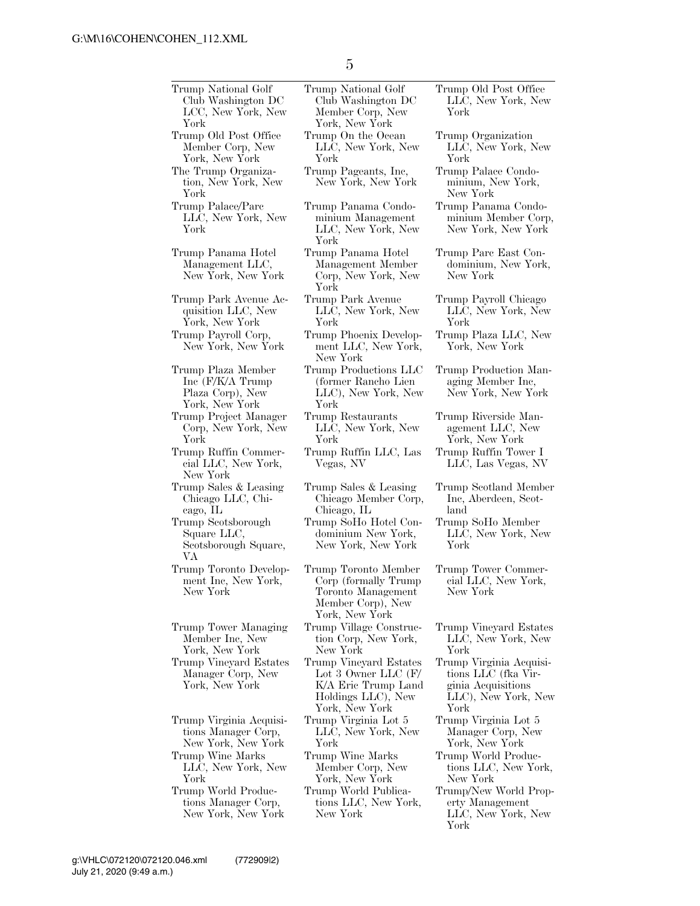Trump National Golf Club Washington DC LCC, New York, New York

Trump National Golf Club Washington DC Member Corp, New York, New York

Trump Old Post Office LLC, New York, New York

Trump Old Post Office Member Corp, New York, New York

Trump On the Ocean LLC, New York, New York

Trump Organization LLC, New York, New York

The Trump Organization, New York, New York

Trump Pageants, Inc, New York, New York

Trump Palace Condominium, New York, New York

Trump Palace/Parc LLC, New York, New York

Trump Panama Condominium Management LLC, New York, New York

Trump Panama Condominium Member Corp, New York, New York

Trump Panama Hotel Management LLC, New York, New York

Trump Panama Hotel Management Member Corp, New York, New York

Trump Parc East Condominium, New York, New York

Trump Park Avenue Acquisition LLC, New York, New York

Trump Park Avenue LLC, New York, New York

Trump Payroll Chicago LLC, New York, New York

Trump Payroll Corp, New York, New York

Trump Phoenix Development LLC, New York, New York

Trump Plaza LLC, New York, New York

Trump Plaza Member Inc (F/K/A Trump Plaza Corp), New York, New York

Trump Productions LLC (former Rancho Lien LLC), New York, New York

Trump Production Managing Member Inc, New York, New York

Trump Project Manager Corp, New York, New York

Trump Restaurants LLC, New York, New York

Trump Riverside Management LLC, New York, New York

Trump Ruffin Commercial LLC, New York, New York

Trump Ruffin LLC, Las Vegas, NV

Trump Ruffin Tower I LLC, Las Vegas, NV

Trump Sales & Leasing Chicago LLC, Chicago, IL

Trump Sales & Leasing Chicago Member Corp, Chicago, IL

Trump Scotland Member Inc, Aberdeen, Scotland

Trump Scotsborough Square LLC, Scotsborough Square, VA

Trump SoHo Hotel Condominium New York, New York, New York

Trump SoHo Member LLC, New York, New York

Trump Toronto Development Inc, New York, New York

Trump Toronto Member Corp (formally Trump Toronto Management Member Corp), New York, New York

Trump Tower Commercial LLC, New York, New York

Trump Tower Managing Member Inc, New York, New York

Trump Village Construction Corp, New York, New York

Trump Vineyard Estates LLC, New York, New York

Trump Vineyard Estates Manager Corp, New York, New York

Trump Vineyard Estates Lot 3 Owner LLC (F/K/A Eric Trump Land Holdings LLC), New York, New York

Trump Virginia Acquisitions LLC (fka Virginia Acquisitions LLC), New York, New York

Trump Virginia Acquisitions Manager Corp, New York, New York

Trump Virginia Lot 5 LLC, New York, New York

Trump Virginia Lot 5 Manager Corp, New York, New York

Trump Wine Marks LLC, New York, New York

Trump Wine Marks Member Corp, New York, New York

Trump World Productions LLC, New York, New York

Trump World Productions Manager Corp, New York, New York

Trump World Publications LLC, New York, New York

Trump/New World Property Management LLC, New York, New York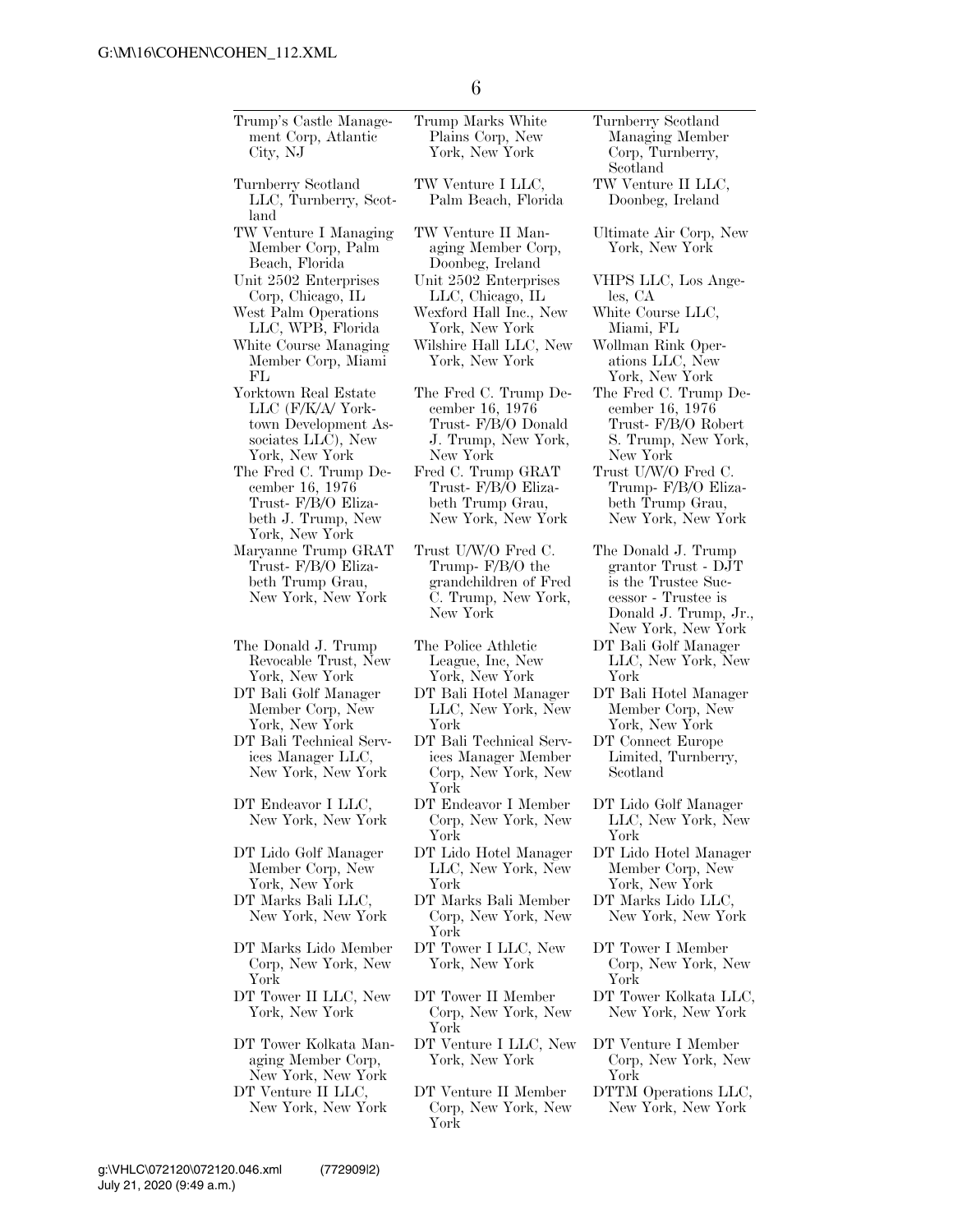Trump's Castle Management Corp, Atlantic City, NJ

Trump Marks White Plains Corp, New York, New York

Turnberry Scotland Managing Member Corp, Turnberry, Scotland

Turnberry Scotland LLC, Turnberry, Scotland

TW Venture I LLC, Palm Beach, Florida

TW Venture II LLC, Doonbeg, Ireland

TW Venture I Managing Member Corp, Palm Beach, Florida

TW Venture II Managing Member Corp, Doonbeg, Ireland

Ultimate Air Corp, New York, New York

Unit 2502 Enterprises Corp, Chicago, IL

Unit 2502 Enterprises LLC, Chicago, IL

VHPS LLC, Los Angeles, CA

West Palm Operations LLC, WPB, Florida

Wexford Hall Inc., New York, New York

White Course LLC, Miami, FL

White Course Managing Member Corp, Miami FL

Wilshire Hall LLC, New York, New York

Wollman Rink Operations LLC, New York, New York

Yorktown Real Estate LLC (F/K/A/ Yorktown Development Associates LLC), New York, New York

The Fred C. Trump December 16, 1976 Trust- F/B/O Donald J. Trump, New York, New York

The Fred C. Trump December 16, 1976 Trust- F/B/O Robert S. Trump, New York, New York

The Fred C. Trump December 16, 1976 Trust- F/B/O Elizabeth J. Trump, New York, New York

Fred C. Trump GRAT Trust- F/B/O Elizabeth Trump Grau, New York, New York

Trust U/W/O Fred C. Trump- F/B/O Elizabeth Trump Grau, New York, New York

Maryanne Trump GRAT Trust- F/B/O Elizabeth Trump Grau, New York, New York

Trust U/W/O Fred C. Trump- F/B/O the grandchildren of Fred C. Trump, New York, New York

The Donald J. Trump grantor Trust - DJT is the Trustee Successor - Trustee is Donald J. Trump, Jr., New York, New York

The Donald J. Trump Revocable Trust, New York, New York

The Police Athletic League, Inc, New York, New York

DT Bali Golf Manager LLC, New York, New York

DT Bali Golf Manager Member Corp, New York, New York

DT Bali Hotel Manager LLC, New York, New York

DT Bali Hotel Manager Member Corp, New York, New York

DT Bali Technical Services Manager LLC, New York, New York

DT Bali Technical Services Manager Member Corp, New York, New York

DT Connect Europe Limited, Turnberry, Scotland

DT Endeavor I LLC, New York, New York

DT Endeavor I Member Corp, New York, New York

DT Lido Golf Manager LLC, New York, New York

DT Lido Golf Manager Member Corp, New York, New York

DT Lido Hotel Manager LLC, New York, New York

DT Lido Hotel Manager Member Corp, New York, New York

DT Marks Bali LLC, New York, New York

DT Marks Bali Member Corp, New York, New York

DT Marks Lido LLC, New York, New York

DT Marks Lido Member Corp, New York, New York

DT Tower I LLC, New York, New York

DT Tower I Member Corp, New York, New York

DT Tower II LLC, New York, New York

DT Tower II Member Corp, New York, New York

DT Tower Kolkata LLC, New York, New York

DT Tower Kolkata Managing Member Corp, New York, New York

DT Venture I LLC, New York, New York

DT Venture I Member Corp, New York, New York

DT Venture II LLC, New York, New York

DT Venture II Member Corp, New York, New York

DTTM Operations LLC, New York, New York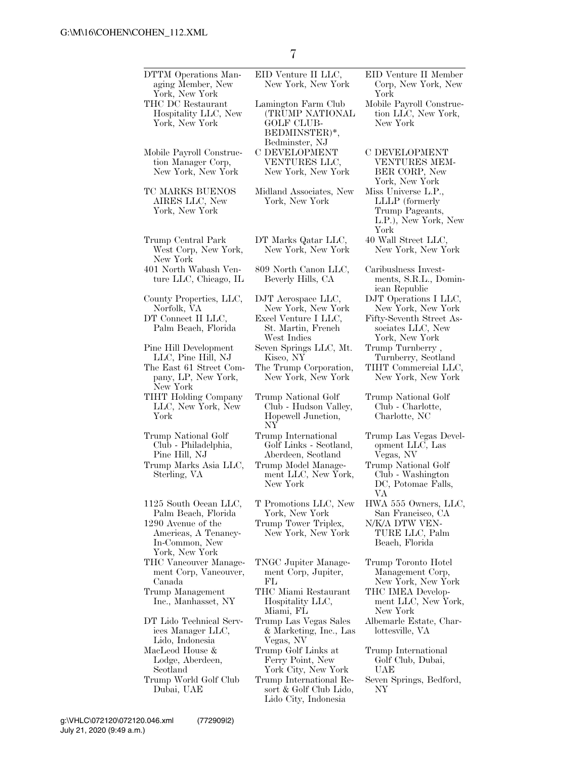| | | |
|---|---|---|
| DTTM Operations Managing Member, New York, New York | EID Venture II LLC, New York, New York | EID Venture II Member Corp, New York, New York |
| THC DC Restaurant Hospitality LLC, New York, New York | Lamington Farm Club (TRUMP NATIONAL GOLF CLUB-BEDMINSTER)*, Bedminster, NJ | Mobile Payroll Construction LLC, New York, New York |
| Mobile Payroll Construction Manager Corp, New York, New York | C DEVELOPMENT VENTURES LLC, New York, New York | C DEVELOPMENT VENTURES MEMBER CORP, New York, New York |
| TC MARKS BUENOS AIRES LLC, New York, New York | Midland Associates, New York, New York | Miss Universe L.P., LLLP (formerly Trump Pageants, L.P.), New York, New York |
| Trump Central Park West Corp, New York, New York | DT Marks Qatar LLC, New York, New York | 40 Wall Street LLC, New York, New York |
| 401 North Wabash Venture LLC, Chicago, IL | 809 North Canon LLC, Beverly Hills, CA | Caribuslness Investments, S.R.L., Dominican Republic |
| County Properties, LLC, Norfolk, VA | DJT Aerospace LLC, New York, New York | DJT Operations I LLC, New York, New York |
| DT Connect II LLC, Palm Beach, Florida | Excel Venture I LLC, St. Martin, French West Indies | Fifty-Seventh Street Associates LLC, New York, New York |
| Pine Hill Development LLC, Pine Hill, NJ | Seven Springs LLC, Mt. Kisco, NY | Trump Turnberry , Turnberry, Scotland |
| The East 61 Street Company, LP, New York, New York | The Trump Corporation, New York, New York | TIHT Commercial LLC, New York, New York |
| TIHT Holding Company LLC, New York, New York | Trump National Golf Club - Hudson Valley, Hopewell Junction, NY | Trump National Golf Club - Charlotte, Charlotte, NC |
| Trump National Golf Club - Philadelphia, Pine Hill, NJ | Trump International Golf Links - Scotland, Aberdeen, Scotland | Trump Las Vegas Development LLC, Las Vegas, NV |
| Trump Marks Asia LLC, Sterling, VA | Trump Model Management LLC, New York, New York | Trump National Golf Club - Washington DC, Potomac Falls, VA |
| 1125 South Ocean LLC, Palm Beach, Florida | T Promotions LLC, New York, New York | HWA 555 Owners, LLC, San Francisco, CA |
| 1290 Avenue of the Americas, A Tenancy-In-Common, New York, New York | Trump Tower Triplex, New York, New York | N/K/A DTW VENTURE LLC, Palm Beach, Florida |
| THC Vancouver Management Corp, Vancouver, Canada | TNGC Jupiter Management Corp, Jupiter, FL | Trump Toronto Hotel Management Corp, New York, New York |
| Trump Management Inc., Manhasset, NY | THC Miami Restaurant Hospitality LLC, Miami, FL | THC IMEA Development LLC, New York, New York |
| DT Lido Technical Services Manager LLC, Lido, Indonesia | Trump Las Vegas Sales & Marketing, Inc., Las Vegas, NV | Albemarle Estate, Charlottesville, VA |
| MacLeod House & Lodge, Aberdeen, Scotland | Trump Golf Links at Ferry Point, New York City, New York | Trump International Golf Club, Dubai, UAE |
| Trump World Golf Club Dubai, UAE | Trump International Resort & Golf Club Lido, Lido City, Indonesia | Seven Springs, Bedford, NY |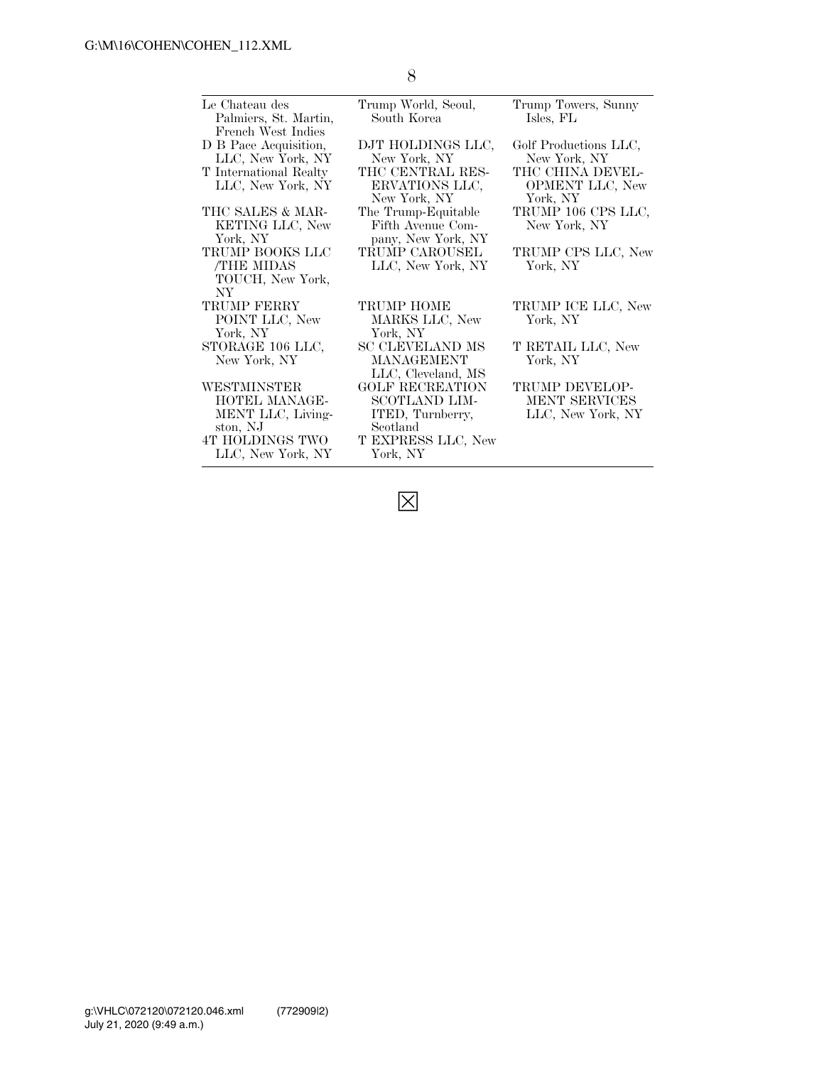| | | |
|---|---|---|
| Le Chateau des Palmiers, St. Martin, French West Indies | Trump World, Seoul, South Korea | Trump Towers, Sunny Isles, FL |
| D B Pace Acquisition, LLC, New York, NY | DJT HOLDINGS LLC, New York, NY | Golf Productions LLC, New York, NY |
| T International Realty LLC, New York, NY | THC CENTRAL RESERVATIONS LLC, New York, NY | THC CHINA DEVELOPMENT LLC, New York, NY |
| THC SALES & MARKETING LLC, New York, NY | The Trump-Equitable Fifth Avenue Company, New York, NY | TRUMP 106 CPS LLC, New York, NY |
| TRUMP BOOKS LLC /THE MIDAS TOUCH, New York, NY | TRUMP CAROUSEL LLC, New York, NY | TRUMP CPS LLC, New York, NY |
| TRUMP FERRY POINT LLC, New York, NY | TRUMP HOME MARKS LLC, New York, NY | TRUMP ICE LLC, New York, NY |
| STORAGE 106 LLC, New York, NY | SC CLEVELAND MS MANAGEMENT LLC, Cleveland, MS | T RETAIL LLC, New York, NY |
| WESTMINSTER HOTEL MANAGEMENT LLC, Livingston, NJ | GOLF RECREATION SCOTLAND LIMITED, Turnberry, Scotland | TRUMP DEVELOPMENT SERVICES LLC, New York, NY |
| 4T HOLDINGS TWO LLC, New York, NY | T EXPRESS LLC, New York, NY | |